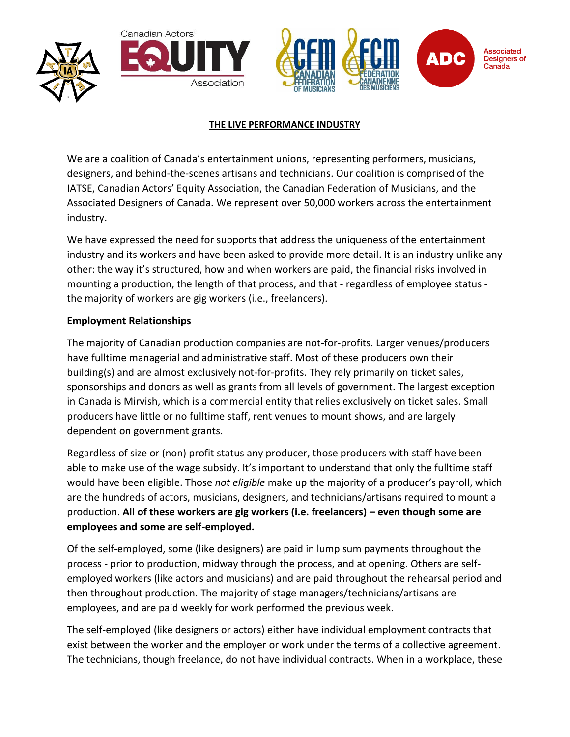## THE LIVE PERFORMANCE INDUSTRY

We are a coalition of Canada's entertainment unions, representing performers, musicians, designers, and behind-the-scenes artisans and technicians. Our coalition is comprised of the IATSE, Canadian Actors' Equity Association, the Canadian Federation of Musicians, and the Associated Designers of Canada. We represent over 50,000 workers across the entertainment industry.

We have expressed the need for supports that address the uniqueness of the entertainment industry and its workers and have been asked to provide more detail. It is an industry unlike any other: the way it's structured, how and when workers are paid, the financial risks involved in mounting a production, the length of that process, and that - regardless of employee status - the majority of workers are gig workers (i.e., freelancers).

### Employment Relationships

The majority of Canadian production companies are not-for-profits. Larger venues/producers have fulltime managerial and administrative staff. Most of these producers own their building(s) and are almost exclusively not-for-profits. They rely primarily on ticket sales, sponsorships and donors as well as grants from all levels of government. The largest exception in Canada is Mirvish, which is a commercial entity that relies exclusively on ticket sales. Small producers have little or no fulltime staff, rent venues to mount shows, and are largely dependent on government grants.

Regardless of size or (non) profit status any producer, those producers with staff have been able to make use of the wage subsidy. It's important to understand that only the fulltime staff would have been eligible. Those *not eligible* make up the majority of a producer's payroll, which are the hundreds of actors, musicians, designers, and technicians/artisans required to mount a production. **All of these workers are gig workers (i.e. freelancers) – even though some are employees and some are self-employed.**

Of the self-employed, some (like designers) are paid in lump sum payments throughout the process - prior to production, midway through the process, and at opening. Others are self-employed workers (like actors and musicians) and are paid throughout the rehearsal period and then throughout production. The majority of stage managers/technicians/artisans are employees, and are paid weekly for work performed the previous week.

The self-employed (like designers or actors) either have individual employment contracts that exist between the worker and the employer or work under the terms of a collective agreement. The technicians, though freelance, do not have individual contracts. When in a workplace, these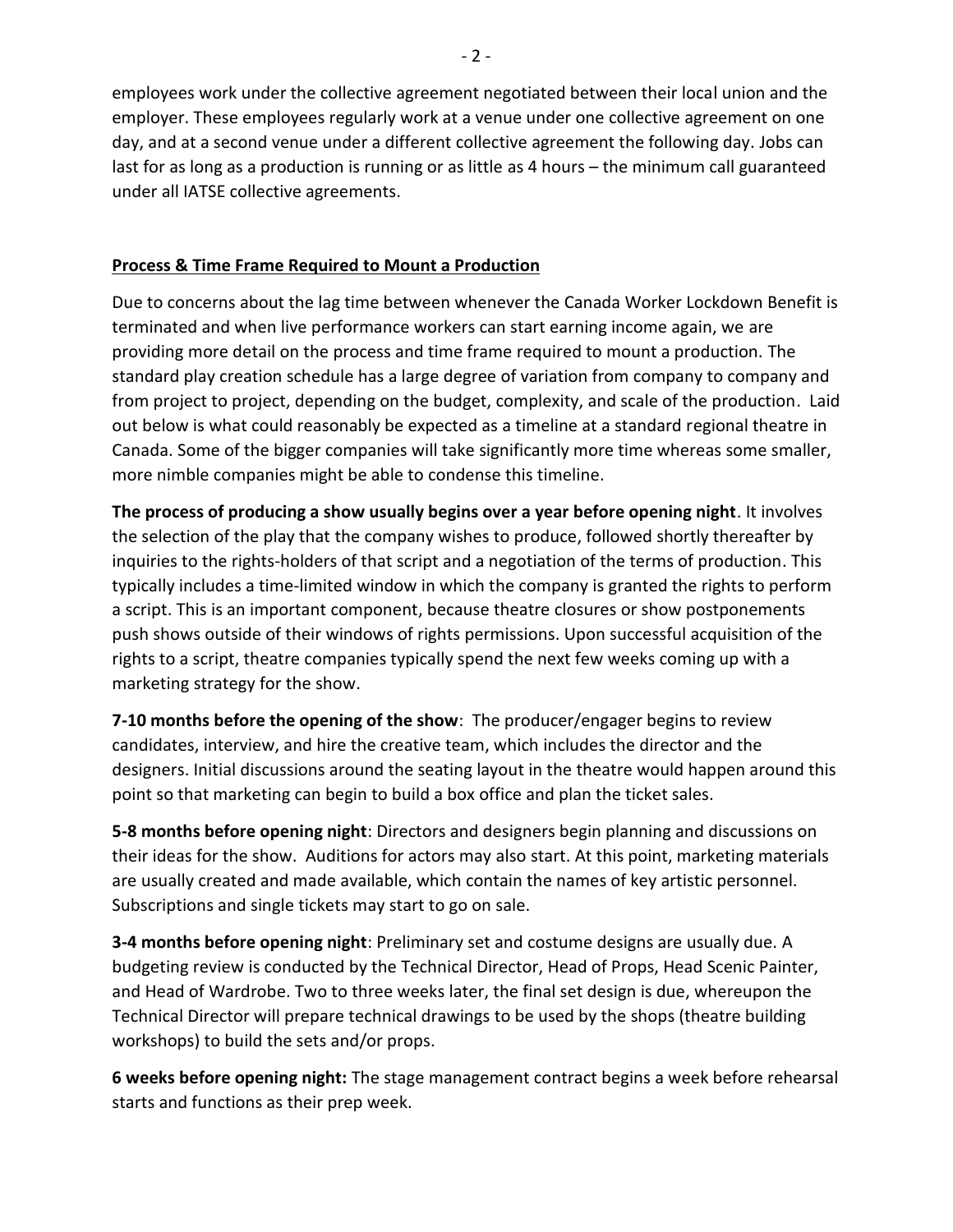employees work under the collective agreement negotiated between their local union and the employer. These employees regularly work at a venue under one collective agreement on one day, and at a second venue under a different collective agreement the following day. Jobs can last for as long as a production is running or as little as 4 hours – the minimum call guaranteed under all IATSE collective agreements.

## Process & Time Frame Required to Mount a Production

Due to concerns about the lag time between whenever the Canada Worker Lockdown Benefit is terminated and when live performance workers can start earning income again, we are providing more detail on the process and time frame required to mount a production. The standard play creation schedule has a large degree of variation from company to company and from project to project, depending on the budget, complexity, and scale of the production. Laid out below is what could reasonably be expected as a timeline at a standard regional theatre in Canada. Some of the bigger companies will take significantly more time whereas some smaller, more nimble companies might be able to condense this timeline.

**The process of producing a show usually begins over a year before opening night**. It involves the selection of the play that the company wishes to produce, followed shortly thereafter by inquiries to the rights-holders of that script and a negotiation of the terms of production. This typically includes a time-limited window in which the company is granted the rights to perform a script. This is an important component, because theatre closures or show postponements push shows outside of their windows of rights permissions. Upon successful acquisition of the rights to a script, theatre companies typically spend the next few weeks coming up with a marketing strategy for the show.

**7-10 months before the opening of the show**: The producer/engager begins to review candidates, interview, and hire the creative team, which includes the director and the designers. Initial discussions around the seating layout in the theatre would happen around this point so that marketing can begin to build a box office and plan the ticket sales.

**5-8 months before opening night**: Directors and designers begin planning and discussions on their ideas for the show. Auditions for actors may also start. At this point, marketing materials are usually created and made available, which contain the names of key artistic personnel. Subscriptions and single tickets may start to go on sale.

**3-4 months before opening night**: Preliminary set and costume designs are usually due. A budgeting review is conducted by the Technical Director, Head of Props, Head Scenic Painter, and Head of Wardrobe. Two to three weeks later, the final set design is due, whereupon the Technical Director will prepare technical drawings to be used by the shops (theatre building workshops) to build the sets and/or props.

**6 weeks before opening night:** The stage management contract begins a week before rehearsal starts and functions as their prep week.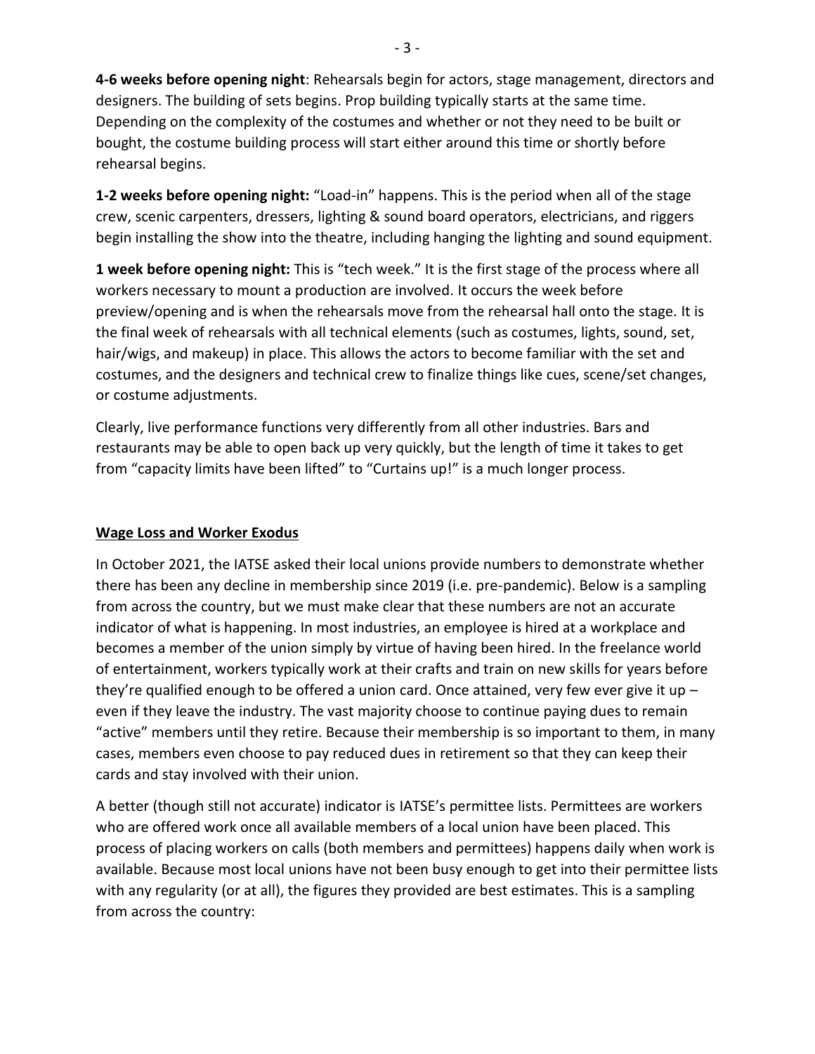**4-6 weeks before opening night**: Rehearsals begin for actors, stage management, directors and designers. The building of sets begins. Prop building typically starts at the same time. Depending on the complexity of the costumes and whether or not they need to be built or bought, the costume building process will start either around this time or shortly before rehearsal begins.

**1-2 weeks before opening night:** "Load-in" happens. This is the period when all of the stage crew, scenic carpenters, dressers, lighting & sound board operators, electricians, and riggers begin installing the show into the theatre, including hanging the lighting and sound equipment.

**1 week before opening night:** This is "tech week." It is the first stage of the process where all workers necessary to mount a production are involved. It occurs the week before preview/opening and is when the rehearsals move from the rehearsal hall onto the stage. It is the final week of rehearsals with all technical elements (such as costumes, lights, sound, set, hair/wigs, and makeup) in place. This allows the actors to become familiar with the set and costumes, and the designers and technical crew to finalize things like cues, scene/set changes, or costume adjustments.

Clearly, live performance functions very differently from all other industries. Bars and restaurants may be able to open back up very quickly, but the length of time it takes to get from "capacity limits have been lifted" to "Curtains up!" is a much longer process.

## Wage Loss and Worker Exodus

In October 2021, the IATSE asked their local unions provide numbers to demonstrate whether there has been any decline in membership since 2019 (i.e. pre-pandemic). Below is a sampling from across the country, but we must make clear that these numbers are not an accurate indicator of what is happening. In most industries, an employee is hired at a workplace and becomes a member of the union simply by virtue of having been hired. In the freelance world of entertainment, workers typically work at their crafts and train on new skills for years before they're qualified enough to be offered a union card. Once attained, very few ever give it up – even if they leave the industry. The vast majority choose to continue paying dues to remain "active" members until they retire. Because their membership is so important to them, in many cases, members even choose to pay reduced dues in retirement so that they can keep their cards and stay involved with their union.

A better (though still not accurate) indicator is IATSE's permittee lists. Permittees are workers who are offered work once all available members of a local union have been placed. This process of placing workers on calls (both members and permittees) happens daily when work is available. Because most local unions have not been busy enough to get into their permittee lists with any regularity (or at all), the figures they provided are best estimates. This is a sampling from across the country: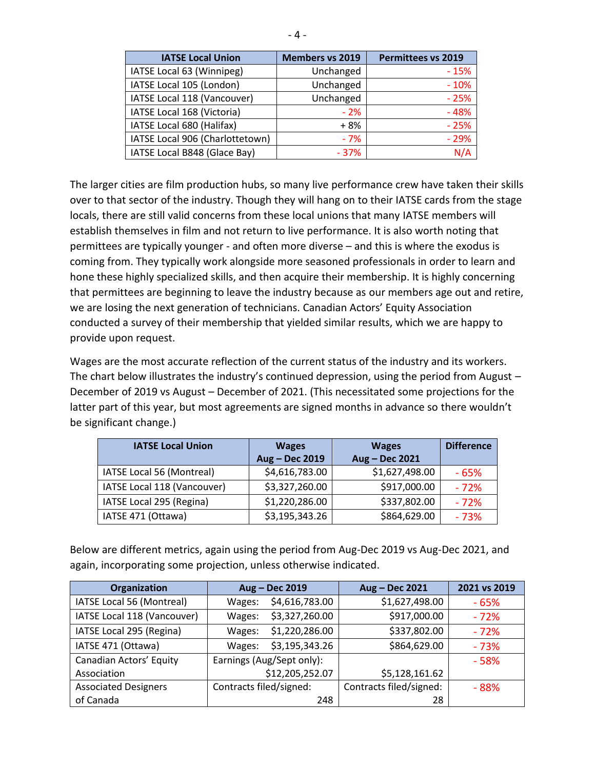| IATSE Local Union | Members vs 2019 | Permittees vs 2019 |
|---|---|---|
| IATSE Local 63 (Winnipeg) | Unchanged | - 15% |
| IATSE Local 105 (London) | Unchanged | - 10% |
| IATSE Local 118 (Vancouver) | Unchanged | - 25% |
| IATSE Local 168 (Victoria) | - 2% | - 48% |
| IATSE Local 680 (Halifax) | + 8% | - 25% |
| IATSE Local 906 (Charlottetown) | - 7% | - 29% |
| IATSE Local B848 (Glace Bay) | - 37% | N/A |

The larger cities are film production hubs, so many live performance crew have taken their skills over to that sector of the industry. Though they will hang on to their IATSE cards from the stage locals, there are still valid concerns from these local unions that many IATSE members will establish themselves in film and not return to live performance. It is also worth noting that permittees are typically younger - and often more diverse – and this is where the exodus is coming from. They typically work alongside more seasoned professionals in order to learn and hone these highly specialized skills, and then acquire their membership. It is highly concerning that permittees are beginning to leave the industry because as our members age out and retire, we are losing the next generation of technicians. Canadian Actors' Equity Association conducted a survey of their membership that yielded similar results, which we are happy to provide upon request.

Wages are the most accurate reflection of the current status of the industry and its workers. The chart below illustrates the industry's continued depression, using the period from August – December of 2019 vs August – December of 2021. (This necessitated some projections for the latter part of this year, but most agreements are signed months in advance so there wouldn't be significant change.)

| IATSE Local Union | Wages Aug – Dec 2019 | Wages Aug – Dec 2021 | Difference |
|---|---|---|---|
| IATSE Local 56 (Montreal) | $4,616,783.00 | $1,627,498.00 | - 65% |
| IATSE Local 118 (Vancouver) | $3,327,260.00 | $917,000.00 | - 72% |
| IATSE Local 295 (Regina) | $1,220,286.00 | $337,802.00 | - 72% |
| IATSE 471 (Ottawa) | $3,195,343.26 | $864,629.00 | - 73% |

Below are different metrics, again using the period from Aug-Dec 2019 vs Aug-Dec 2021, and again, incorporating some projection, unless otherwise indicated.

| Organization | Aug – Dec 2019 | Aug – Dec 2021 | 2021 vs 2019 |
|---|---|---|---|
| IATSE Local 56 (Montreal) | Wages: $4,616,783.00 | $1,627,498.00 | - 65% |
| IATSE Local 118 (Vancouver) | Wages: $3,327,260.00 | $917,000.00 | - 72% |
| IATSE Local 295 (Regina) | Wages: $1,220,286.00 | $337,802.00 | - 72% |
| IATSE 471 (Ottawa) | Wages: $3,195,343.26 | $864,629.00 | - 73% |
| Canadian Actors' Equity Association | Earnings (Aug/Sept only): $12,205,252.07 | $5,128,161.62 | - 58% |
| Associated Designers of Canada | Contracts filed/signed: 248 | Contracts filed/signed: 28 | - 88% |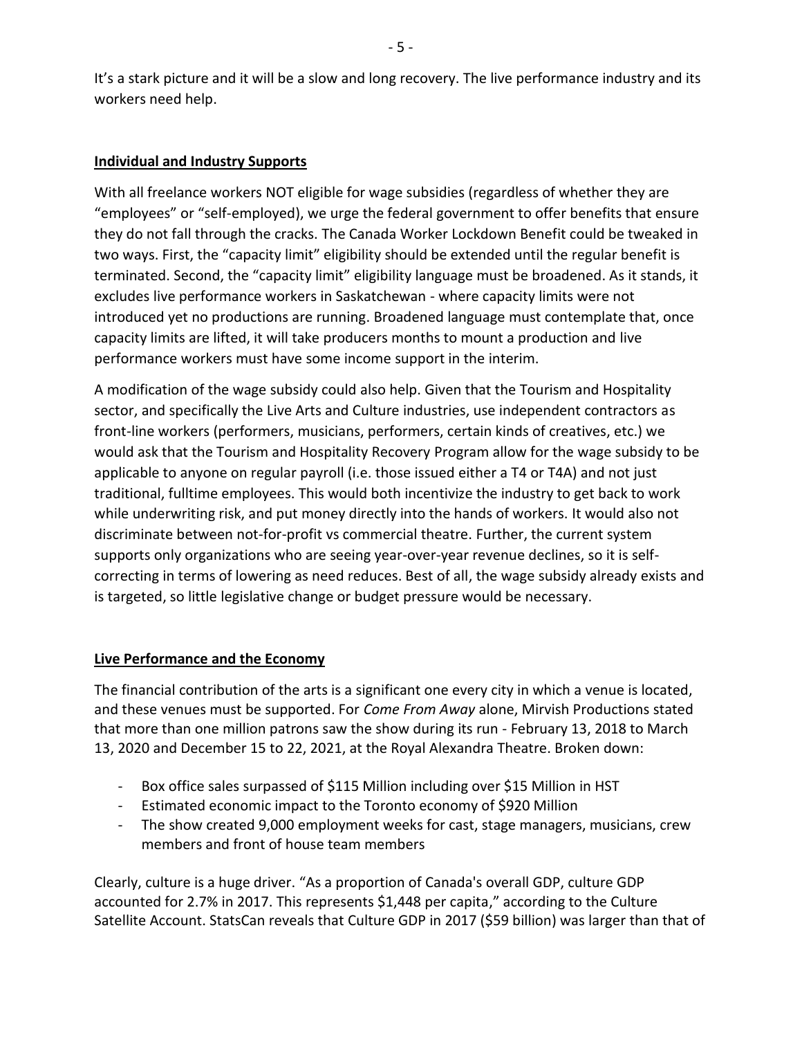It's a stark picture and it will be a slow and long recovery. The live performance industry and its workers need help.

## Individual and Industry Supports

With all freelance workers NOT eligible for wage subsidies (regardless of whether they are "employees" or "self-employed), we urge the federal government to offer benefits that ensure they do not fall through the cracks. The Canada Worker Lockdown Benefit could be tweaked in two ways. First, the "capacity limit" eligibility should be extended until the regular benefit is terminated. Second, the "capacity limit" eligibility language must be broadened. As it stands, it excludes live performance workers in Saskatchewan - where capacity limits were not introduced yet no productions are running. Broadened language must contemplate that, once capacity limits are lifted, it will take producers months to mount a production and live performance workers must have some income support in the interim.

A modification of the wage subsidy could also help. Given that the Tourism and Hospitality sector, and specifically the Live Arts and Culture industries, use independent contractors as front-line workers (performers, musicians, performers, certain kinds of creatives, etc.) we would ask that the Tourism and Hospitality Recovery Program allow for the wage subsidy to be applicable to anyone on regular payroll (i.e. those issued either a T4 or T4A) and not just traditional, fulltime employees. This would both incentivize the industry to get back to work while underwriting risk, and put money directly into the hands of workers. It would also not discriminate between not-for-profit vs commercial theatre. Further, the current system supports only organizations who are seeing year-over-year revenue declines, so it is self-correcting in terms of lowering as need reduces. Best of all, the wage subsidy already exists and is targeted, so little legislative change or budget pressure would be necessary.

## Live Performance and the Economy

The financial contribution of the arts is a significant one every city in which a venue is located, and these venues must be supported. For *Come From Away* alone, Mirvish Productions stated that more than one million patrons saw the show during its run - February 13, 2018 to March 13, 2020 and December 15 to 22, 2021, at the Royal Alexandra Theatre. Broken down:

- Box office sales surpassed of $115 Million including over $15 Million in HST
- Estimated economic impact to the Toronto economy of $920 Million
- The show created 9,000 employment weeks for cast, stage managers, musicians, crew members and front of house team members

Clearly, culture is a huge driver. "As a proportion of Canada's overall GDP, culture GDP accounted for 2.7% in 2017. This represents $1,448 per capita," according to the Culture Satellite Account. StatsCan reveals that Culture GDP in 2017 ($59 billion) was larger than that of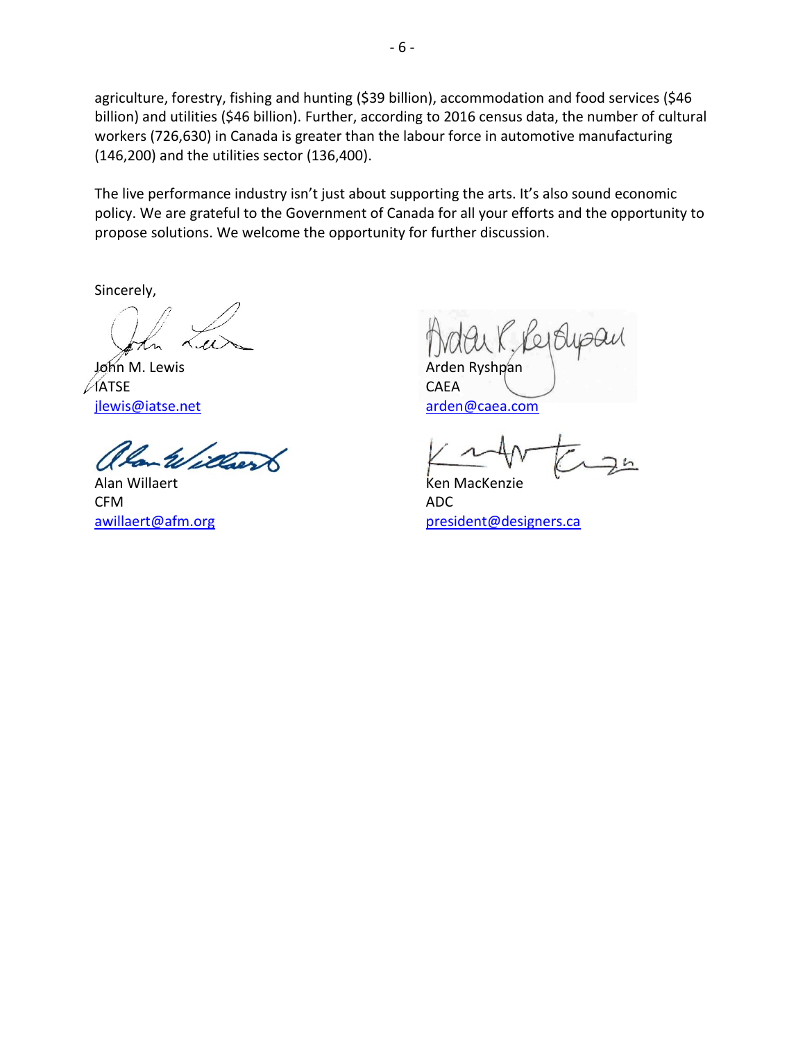agriculture, forestry, fishing and hunting ($39 billion), accommodation and food services ($46 billion) and utilities ($46 billion). Further, according to 2016 census data, the number of cultural workers (726,630) in Canada is greater than the labour force in automotive manufacturing (146,200) and the utilities sector (136,400).

The live performance industry isn't just about supporting the arts. It's also sound economic policy. We are grateful to the Government of Canada for all your efforts and the opportunity to propose solutions. We welcome the opportunity for further discussion.

Sincerely,

John M. Lewis
IATSE
jlewis@iatse.net

Arden Ryshpan
CAEA
arden@caea.com

Alan Willaert
CFM
awillaert@afm.org

Ken MacKenzie
ADC
president@designers.ca